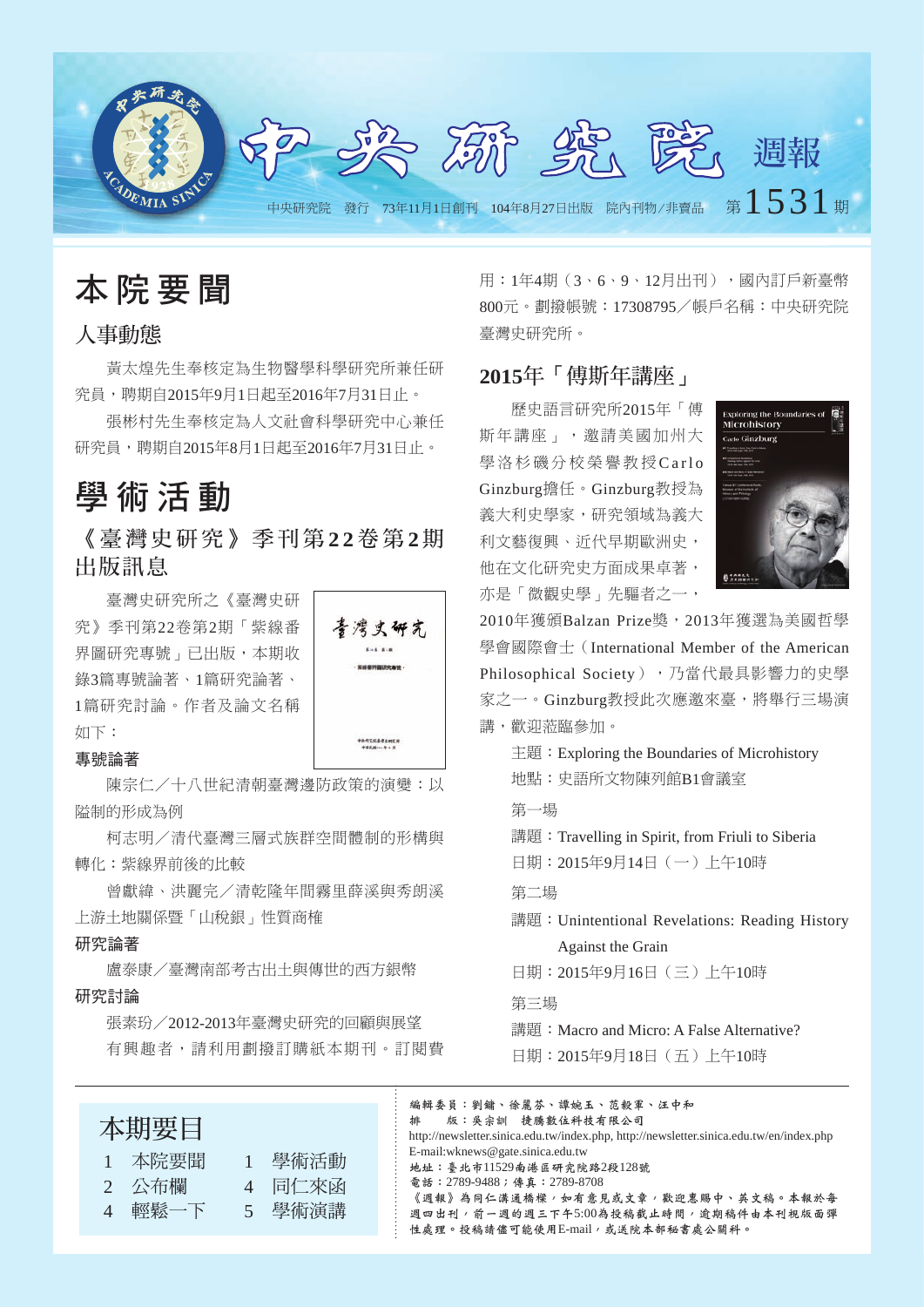# 中央研究院 週報

中央研究院 發行 73年11月1日創刊 104年8月27日出版 院內刊物/非賣品 第1531期

## 本院要聞

### 人事動態

黃太煌先生奉核定為生物醫學科學研究所兼任研究員，聘期自2015年9月1日起至2016年7月31日止。

張彬村先生奉核定為人文社會科學研究中心兼任研究員，聘期自2015年8月1日起至2016年7月31日止。

## 學術活動

### 《臺灣史研究》季刊第22卷第2期出版訊息

臺灣史研究所之《臺灣史研究》季刊第22卷第2期「紫線番界圖研究專號」已出版，本期收錄3篇專號論著、1篇研究論著、1篇研究討論。作者及論文名稱如下：

**專號論著**

陳宗仁／十八世紀清朝臺灣邊防政策的演變：以隘制的形成為例

柯志明／清代臺灣三層式族群空間體制的形構與轉化：紫線界前後的比較

曾獻緯、洪麗完／清乾隆年間霧里薛溪與秀朗溪上游土地關係暨「山稅銀」性質商榷

**研究論著**

盧泰康／臺灣南部考古出土與傳世的西方銀幣

**研究討論**

張素玢／2012-2013年臺灣史研究的回顧與展望

有興趣者，請利用劃撥訂購紙本期刊。訂閱費用：1年4期（3、6、9、12月出刊），國內訂戶新臺幣800元。劃撥帳號：17308795／帳戶名稱：中央研究院臺灣史研究所。

### 2015年「傅斯年講座」

歷史語言研究所2015年「傅斯年講座」，邀請美國加州大學洛杉磯分校榮譽教授Carlo Ginzburg擔任。Ginzburg教授為義大利史學家，研究領域為義大利文藝復興、近代早期歐洲史，他在文化研究史方面成果卓著，亦是「微觀史學」先驅者之一，2010年獲頒Balzan Prize獎，2013年獲選為美國哲學學會國際會士（International Member of the American Philosophical Society），乃當代最具影響力的史學家之一。Ginzburg教授此次應邀來臺，將舉行三場演講，歡迎蒞臨參加。

主題：Exploring the Boundaries of Microhistory

地點：史語所文物陳列館B1會議室

第一場

講題：Travelling in Spirit, from Friuli to Siberia

日期：2015年9月14日（一）上午10時

第二場

講題：Unintentional Revelations: Reading History Against the Grain

日期：2015年9月16日（三）上午10時

第三場

講題：Macro and Micro: A False Alternative?

日期：2015年9月18日（五）上午10時

---

### 本期要目

| | | | |
|---|---|---|---|
| 1 | 本院要聞 | 1 | 學術活動 |
| 2 | 公布欄 | 4 | 同仁來函 |
| 4 | 輕鬆一下 | 5 | 學術演講 |

編輯委員：劉鏞、徐麗芬、譚婉玉、范毅軍、汪中和

排　　版：吳宗訓　捷騰數位科技有限公司

http://newsletter.sinica.edu.tw/index.php, http://newsletter.sinica.edu.tw/en/index.php

E-mail:wknews@gate.sinica.edu.tw

地址：臺北市11529南港區研究院路2段128號

電話：2789-9488；傳真：2789-8708

《週報》為同仁溝通橋樑，如有意見或文章，歡迎惠賜中、英文稿。本報於每週四出刊，前一週的週三下午5:00為投稿截止時間，逾期稿件由本刊視版面彈性處理。投稿請儘可能使用E-mail，或送院本部秘書處公關科。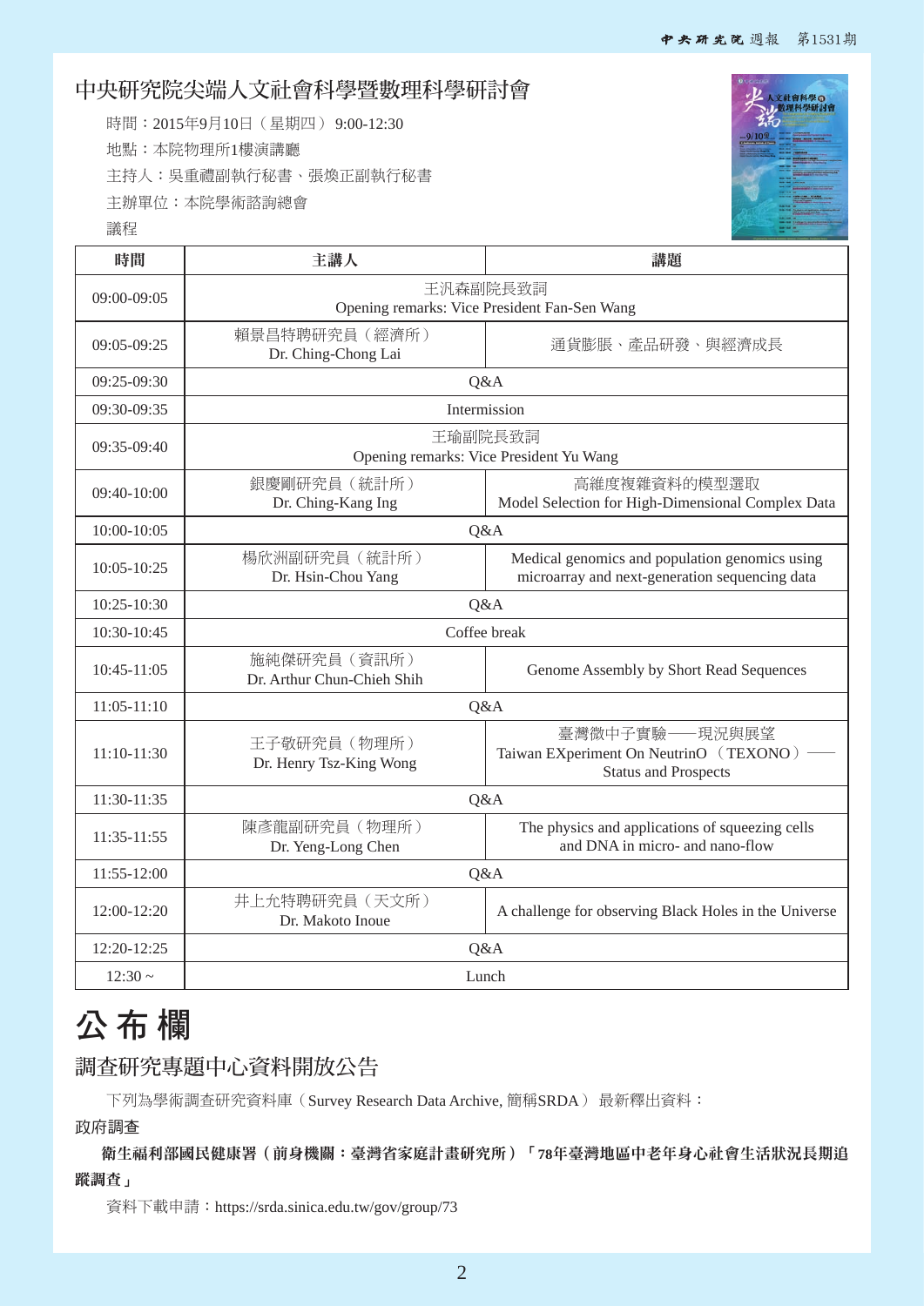# 中央研究院尖端人文社會科學暨數理科學研討會

時間：2015年9月10日（星期四）9:00-12:30

地點：本院物理所1樓演講廳

主持人：吳重禮副執行秘書、張煥正副執行秘書

主辦單位：本院學術諮詢總會

議程

| 時間 | 主講人 | 講題 |
|---|---|---|
| 09:00-09:05 | 王汎森副院長致詞<br>Opening remarks: Vice President Fan-Sen Wang | |
| 09:05-09:25 | 賴景昌特聘研究員（經濟所）<br>Dr. Ching-Chong Lai | 通貨膨脹、產品研發、與經濟成長 |
| 09:25-09:30 | Q&A | |
| 09:30-09:35 | Intermission | |
| 09:35-09:40 | 王瑜副院長致詞<br>Opening remarks: Vice President Yu Wang | |
| 09:40-10:00 | 銀慶剛研究員（統計所）<br>Dr. Ching-Kang Ing | 高維度複雜資料的模型選取<br>Model Selection for High-Dimensional Complex Data |
| 10:00-10:05 | Q&A | |
| 10:05-10:25 | 楊欣洲副研究員（統計所）<br>Dr. Hsin-Chou Yang | Medical genomics and population genomics using microarray and next-generation sequencing data |
| 10:25-10:30 | Q&A | |
| 10:30-10:45 | Coffee break | |
| 10:45-11:05 | 施純傑研究員（資訊所）<br>Dr. Arthur Chun-Chieh Shih | Genome Assembly by Short Read Sequences |
| 11:05-11:10 | Q&A | |
| 11:10-11:30 | 王子敬研究員（物理所）<br>Dr. Henry Tsz-King Wong | 臺灣微中子實驗──現況與展望<br>Taiwan EXperiment On NeutrinO（TEXONO）── Status and Prospects |
| 11:30-11:35 | Q&A | |
| 11:35-11:55 | 陳彥龍副研究員（物理所）<br>Dr. Yeng-Long Chen | The physics and applications of squeezing cells and DNA in micro- and nano-flow |
| 11:55-12:00 | Q&A | |
| 12:00-12:20 | 井上允特聘研究員（天文所）<br>Dr. Makoto Inoue | A challenge for observing Black Holes in the Universe |
| 12:20-12:25 | Q&A | |
| 12:30 ~ | Lunch | |

# 公布欄

## 調查研究專題中心資料開放公告

下列為學術調查研究資料庫（Survey Research Data Archive, 簡稱SRDA）最新釋出資料：

政府調查

**衛生福利部國民健康署（前身機關：臺灣省家庭計畫研究所）「78年臺灣地區中老年身心社會生活狀況長期追蹤調查」**

資料下載申請：https://srda.sinica.edu.tw/gov/group/73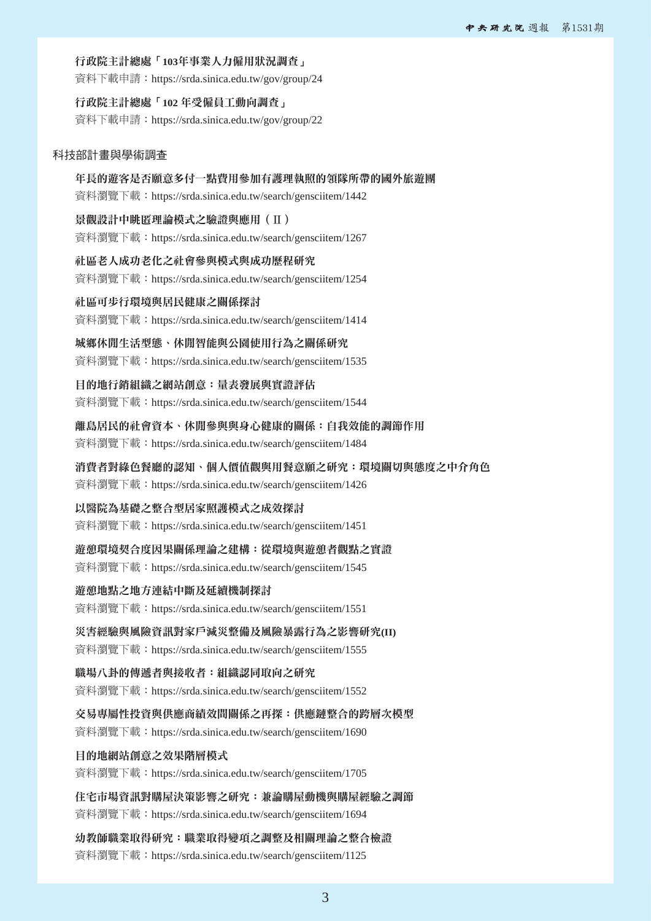**行政院主計總處「103年事業人力僱用狀況調查」**

資料下載申請：https://srda.sinica.edu.tw/gov/group/24

**行政院主計總處「102 年受僱員工動向調查」**

資料下載申請：https://srda.sinica.edu.tw/gov/group/22

## 科技部計畫與學術調查

**年長的遊客是否願意多付一點費用參加有護理執照的領隊所帶的國外旅遊團**

資料瀏覽下載：https://srda.sinica.edu.tw/search/gensciitem/1442

**景觀設計中眺匿理論模式之驗證與應用（Ⅱ）**

資料瀏覽下載：https://srda.sinica.edu.tw/search/gensciitem/1267

**社區老人成功老化之社會參與模式與成功歷程研究**

資料瀏覽下載：https://srda.sinica.edu.tw/search/gensciitem/1254

**社區可步行環境與居民健康之關係探討**

資料瀏覽下載：https://srda.sinica.edu.tw/search/gensciitem/1414

**城鄉休閒生活型態、休閒智能與公園使用行為之關係研究**

資料瀏覽下載：https://srda.sinica.edu.tw/search/gensciitem/1535

**目的地行銷組織之網站創意：量表發展與實證評估**

資料瀏覽下載：https://srda.sinica.edu.tw/search/gensciitem/1544

**離島居民的社會資本、休閒參與與身心健康的關係：自我效能的調節作用**

資料瀏覽下載：https://srda.sinica.edu.tw/search/gensciitem/1484

**消費者對綠色餐廳的認知、個人價值觀與用餐意願之研究：環境關切與態度之中介角色**

資料瀏覽下載：https://srda.sinica.edu.tw/search/gensciitem/1426

**以醫院為基礎之整合型居家照護模式之成效探討**

資料瀏覽下載：https://srda.sinica.edu.tw/search/gensciitem/1451

**遊憩環境契合度因果關係理論之建構：從環境與遊憩者觀點之實證**

資料瀏覽下載：https://srda.sinica.edu.tw/search/gensciitem/1545

**遊憩地點之地方連結中斷及延續機制探討**

資料瀏覽下載：https://srda.sinica.edu.tw/search/gensciitem/1551

**災害經驗與風險資訊對家戶減災整備及風險暴露行為之影響研究(II)**

資料瀏覽下載：https://srda.sinica.edu.tw/search/gensciitem/1555

**職場八卦的傳遞者與接收者：組織認同取向之研究**

資料瀏覽下載：https://srda.sinica.edu.tw/search/gensciitem/1552

**交易專屬性投資與供應商績效間關係之再探：供應鏈整合的跨層次模型**

資料瀏覽下載：https://srda.sinica.edu.tw/search/gensciitem/1690

**目的地網站創意之效果階層模式**

資料瀏覽下載：https://srda.sinica.edu.tw/search/gensciitem/1705

**住宅市場資訊對購屋決策影響之研究：兼論購屋動機與購屋經驗之調節**

資料瀏覽下載：https://srda.sinica.edu.tw/search/gensciitem/1694

**幼教師職業取得研究：職業取得變項之調整及相關理論之整合檢證**

資料瀏覽下載：https://srda.sinica.edu.tw/search/gensciitem/1125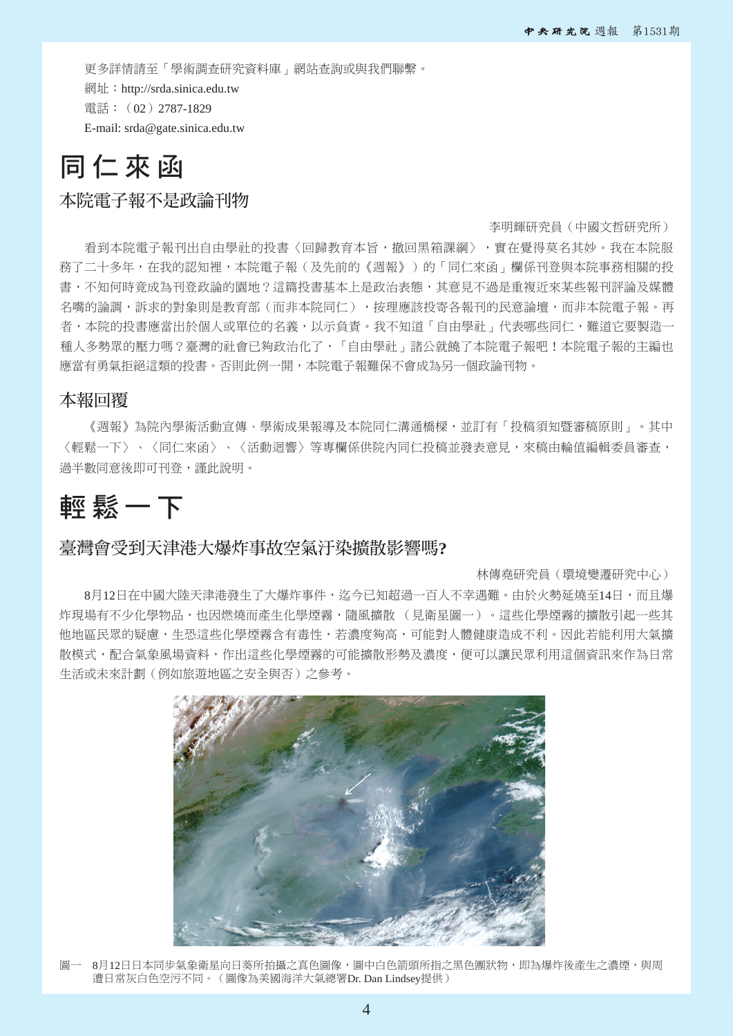更多詳情請至「學術調查研究資料庫」網站查詢或與我們聯繫。

網址：http://srda.sinica.edu.tw

電話：（02）2787-1829

E-mail: srda@gate.sinica.edu.tw

# 同仁來函

## 本院電子報不是政論刊物

李明輝研究員（中國文哲研究所）

看到本院電子報刊出自由學社的投書〈回歸教育本旨，撤回黑箱課綱〉，實在覺得莫名其妙。我在本院服務了二十多年，在我的認知裡，本院電子報（及先前的《週報》）的「同仁來函」欄係刊登與本院事務相關的投書，不知何時竟成為刊登政論的園地？這篇投書基本上是政治表態，其意見不過是重複近來某些報刊評論及媒體名嘴的論調，訴求的對象則是教育部（而非本院同仁），按理應該投寄各報刊的民意論壇，而非本院電子報。再者，本院的投書應當出於個人或單位的名義，以示負責。我不知道「自由學社」代表哪些同仁，難道它要製造一種人多勢眾的壓力嗎？臺灣的社會已夠政治化了，「自由學社」諸公就饒了本院電子報吧！本院電子報的主編也應當有勇氣拒絕這類的投書。否則此例一開，本院電子報難保不會成為另一個政論刊物。

## 本報回覆

《週報》為院內學術活動宣傳、學術成果報導及本院同仁溝通橋樑，並訂有「投稿須知暨審稿原則」。其中〈輕鬆一下〉、〈同仁來函〉、〈活動迴響〉等專欄係供院內同仁投稿並發表意見，來稿由輪值編輯委員審查，過半數同意後即可刊登，謹此說明。

# 輕鬆一下

## 臺灣會受到天津港大爆炸事故空氣汙染擴散影響嗎?

林傳堯研究員（環境變遷研究中心）

8月12日在中國大陸天津港發生了大爆炸事件，迄今已知超過一百人不幸遇難。由於火勢延燒至14日，而且爆炸現場有不少化學物品，也因燃燒而產生化學煙霧，隨風擴散（見衛星圖一）。這些化學煙霧的擴散引起一些其他地區民眾的疑慮，生恐這些化學煙霧含有毒性，若濃度夠高，可能對人體健康造成不利。因此若能利用大氣擴散模式，配合氣象風場資料，作出這些化學煙霧的可能擴散形勢及濃度，便可以讓民眾利用這個資訊來作為日常生活或未來計劃（例如旅遊地區之安全與否）之參考。

圖一　8月12日日本同步氣象衛星向日葵所拍攝之真色圖像，圖中白色箭頭所指之黑色團狀物，即為爆炸後產生之濃煙，與周遭日常灰白色空污不同。（圖像為美國海洋大氣總署Dr. Dan Lindsey提供）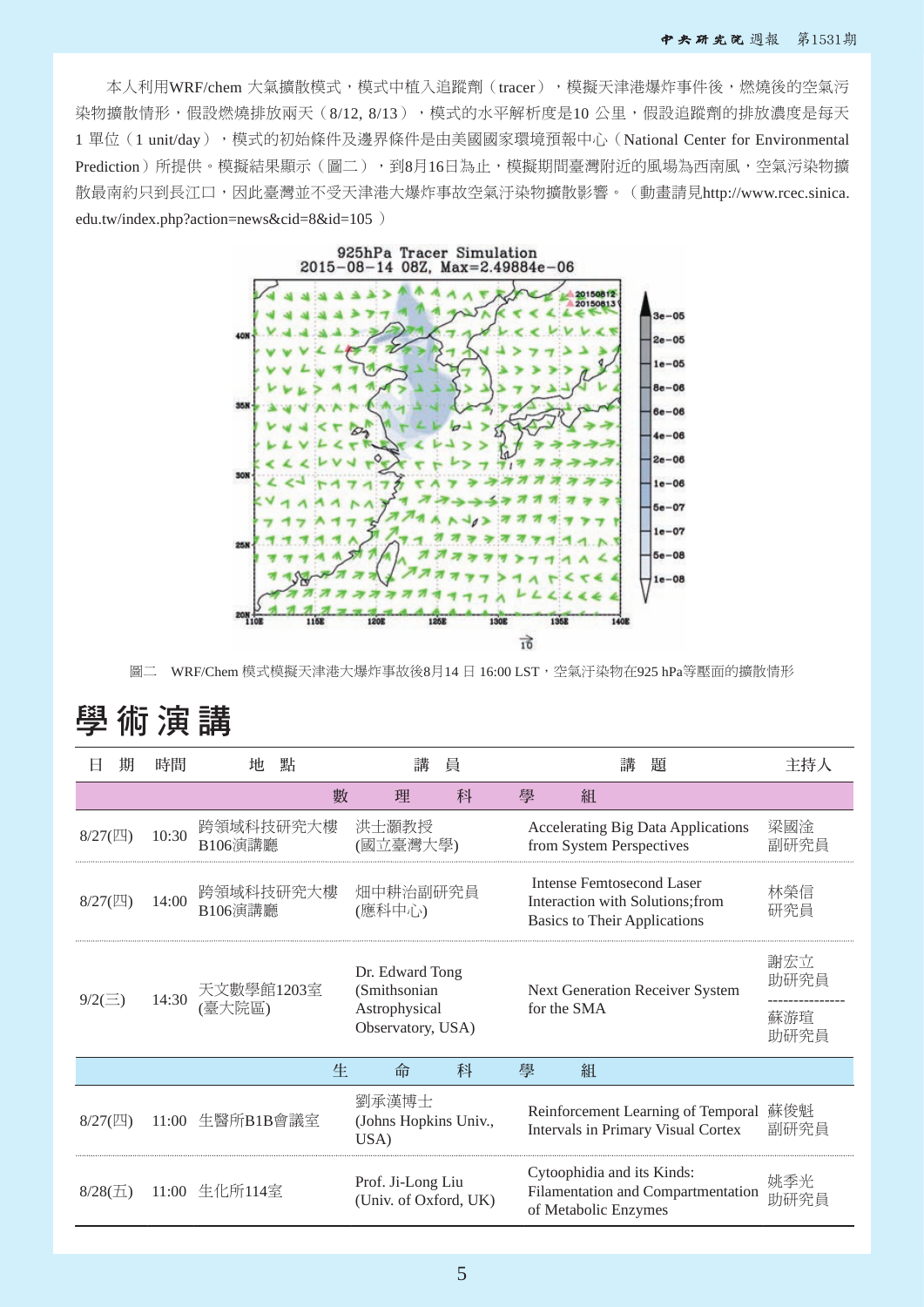本人利用WRF/chem 大氣擴散模式，模式中植入追蹤劑（tracer），模擬天津港爆炸事件後，燃燒後的空氣污染物擴散情形，假設燃燒排放兩天（8/12, 8/13），模式的水平解析度是10 公里，假設追蹤劑的排放濃度是每天1 單位（1 unit/day），模式的初始條件及邊界條件是由美國國家環境預報中心（National Center for Environmental Prediction）所提供。模擬結果顯示（圖二），到8月16日為止，模擬期間臺灣附近的風場為西南風，空氣污染物擴散最南約只到長江口，因此臺灣並不受天津港大爆炸事故空氣汙染物擴散影響。（動畫請見http://www.rcec.sinica.edu.tw/index.php?action=news&cid=8&id=105 ）

圖二　WRF/Chem 模式模擬天津港大爆炸事故後8月14 日 16:00 LST，空氣汙染物在925 hPa等壓面的擴散情形

# 學術演講

| 日　期 | 時間 | 地　點 | 講　員 | 講　題 | 主持人 |
|---|---|---|---|---|---|
| **數理科學組** | | | | | |
| 8/27(四) | 10:30 | 跨領域科技研究大樓B106演講廳 | 洪士灝教授 (國立臺灣大學) | Accelerating Big Data Applications from System Perspectives | 梁國淦 副研究員 |
| 8/27(四) | 14:00 | 跨領域科技研究大樓B106演講廳 | 畑中耕治副研究員 (應科中心) | Intense Femtosecond Laser Interaction with Solutions;from Basics to Their Applications | 林榮信 研究員 |
| 9/2(三) | 14:30 | 天文數學館1203室 (臺大院區) | Dr. Edward Tong (Smithsonian Astrophysical Observatory, USA) | Next Generation Receiver System for the SMA | 謝宏立 助研究員 / 蘇游瑄 助研究員 |
| **生命科學組** | | | | | |
| 8/27(四) | 11:00 | 生醫所B1B會議室 | 劉承漢博士 (Johns Hopkins Univ., USA) | Reinforcement Learning of Temporal Intervals in Primary Visual Cortex | 蘇俊魁 副研究員 |
| 8/28(五) | 11:00 | 生化所114室 | Prof. Ji-Long Liu (Univ. of Oxford, UK) | Cytoophidia and its Kinds: Filamentation and Compartmentation of Metabolic Enzymes | 姚季光 助研究員 |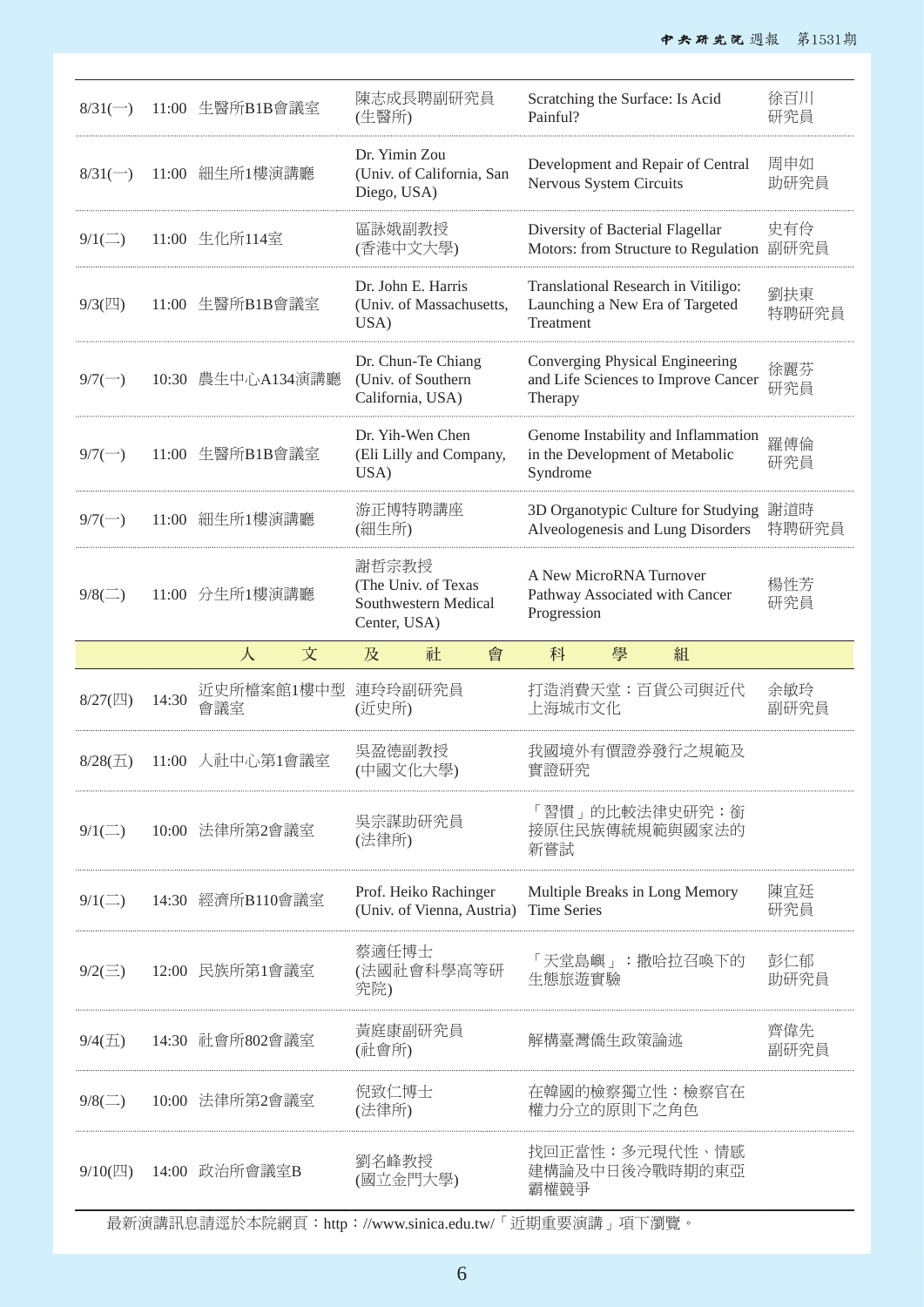| | | | | | |
|---|---|---|---|---|---|
| 8/31(一) | 11:00 | 生醫所B1B會議室 | 陳志成長聘副研究員<br>(生醫所) | Scratching the Surface: Is Acid Painful? | 徐百川<br>研究員 |
| 8/31(一) | 11:00 | 細生所1樓演講廳 | Dr. Yimin Zou<br>(Univ. of California, San Diego, USA) | Development and Repair of Central Nervous System Circuits | 周申如<br>助研究員 |
| 9/1(二) | 11:00 | 生化所114室 | 區詠娥副教授<br>(香港中文大學) | Diversity of Bacterial Flagellar Motors: from Structure to Regulation | 史有伶<br>副研究員 |
| 9/3(四) | 11:00 | 生醫所B1B會議室 | Dr. John E. Harris<br>(Univ. of Massachusetts, USA) | Translational Research in Vitiligo: Launching a New Era of Targeted Treatment | 劉扶東<br>特聘研究員 |
| 9/7(一) | 10:30 | 農生中心A134演講廳 | Dr. Chun-Te Chiang<br>(Univ. of Southern California, USA) | Converging Physical Engineering and Life Sciences to Improve Cancer Therapy | 徐麗芬<br>研究員 |
| 9/7(一) | 11:00 | 生醫所B1B會議室 | Dr. Yih-Wen Chen<br>(Eli Lilly and Company, USA) | Genome Instability and Inflammation in the Development of Metabolic Syndrome | 羅傅倫<br>研究員 |
| 9/7(一) | 11:00 | 細生所1樓演講廳 | 游正博特聘講座<br>(細生所) | 3D Organotypic Culture for Studying Alveologenesis and Lung Disorders | 謝道時<br>特聘研究員 |
| 9/8(二) | 11:00 | 分生所1樓演講廳 | 謝哲宗教授<br>(The Univ. of Texas Southwestern Medical Center, USA) | A New MicroRNA Turnover Pathway Associated with Cancer Progression | 楊性芳<br>研究員 |
| | | **人　文　及　社　會　科　學　組** | | | |
| 8/27(四) | 14:30 | 近史所檔案館1樓中型會議室 | 連玲玲副研究員<br>(近史所) | 打造消費天堂：百貨公司與近代上海城市文化 | 余敏玲<br>副研究員 |
| 8/28(五) | 11:00 | 人社中心第1會議室 | 吳盈德副教授<br>(中國文化大學) | 我國境外有價證券發行之規範及實證研究 | |
| 9/1(二) | 10:00 | 法律所第2會議室 | 吳宗謀助研究員<br>(法律所) | 「習慣」的比較法律史研究：銜接原住民族傳統規範與國家法的新嘗試 | |
| 9/1(二) | 14:30 | 經濟所B110會議室 | Prof. Heiko Rachinger<br>(Univ. of Vienna, Austria) | Multiple Breaks in Long Memory Time Series | 陳宜廷<br>研究員 |
| 9/2(三) | 12:00 | 民族所第1會議室 | 蔡適任博士<br>(法國社會科學高等研究院) | 「天堂島嶼」：撒哈拉召喚下的生態旅遊實驗 | 彭仁郁<br>助研究員 |
| 9/4(五) | 14:30 | 社會所802會議室 | 黃庭康副研究員<br>(社會所) | 解構臺灣僑生政策論述 | 齊偉先<br>副研究員 |
| 9/8(二) | 10:00 | 法律所第2會議室 | 倪致仁博士<br>(法律所) | 在韓國的檢察獨立性：檢察官在權力分立的原則下之角色 | |
| 9/10(四) | 14:00 | 政治所會議室B | 劉名峰教授<br>(國立金門大學) | 找回正當性：多元現代性、情感建構論及中日後冷戰時期的東亞霸權競爭 | |

最新演講訊息請逕於本院網頁：http：//www.sinica.edu.tw/「近期重要演講」項下瀏覽。